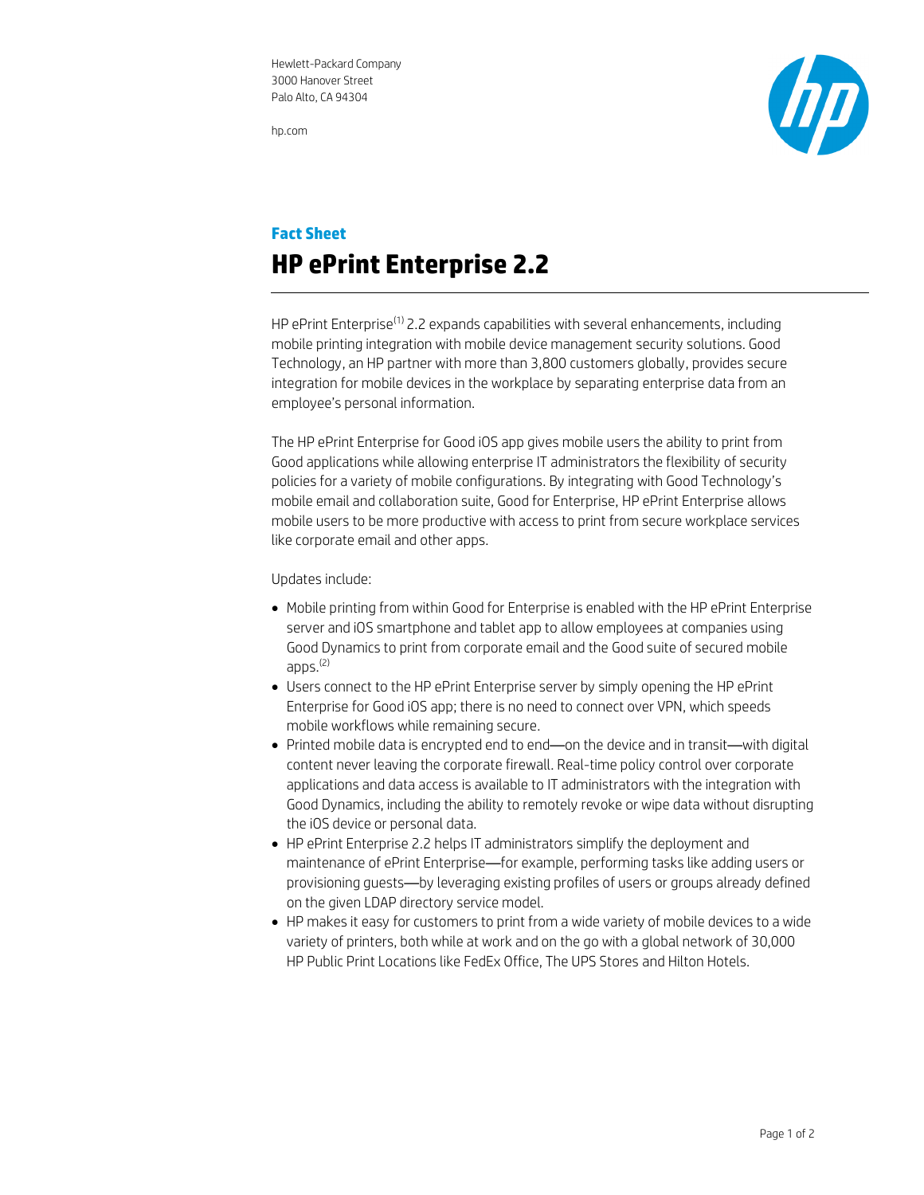Hewlett-Packard Company
3000 Hanover Street
Palo Alto, CA 94304

hp.com

**Fact Sheet**

# HP ePrint Enterprise 2.2

HP ePrint Enterprise[1] 2.2 expands capabilities with several enhancements, including mobile printing integration with mobile device management security solutions. Good Technology, an HP partner with more than 3,800 customers globally, provides secure integration for mobile devices in the workplace by separating enterprise data from an employee's personal information.

The HP ePrint Enterprise for Good iOS app gives mobile users the ability to print from Good applications while allowing enterprise IT administrators the flexibility of security policies for a variety of mobile configurations. By integrating with Good Technology's mobile email and collaboration suite, Good for Enterprise, HP ePrint Enterprise allows mobile users to be more productive with access to print from secure workplace services like corporate email and other apps.

Updates include:

- Mobile printing from within Good for Enterprise is enabled with the HP ePrint Enterprise server and iOS smartphone and tablet app to allow employees at companies using Good Dynamics to print from corporate email and the Good suite of secured mobile apps.[2]
- Users connect to the HP ePrint Enterprise server by simply opening the HP ePrint Enterprise for Good iOS app; there is no need to connect over VPN, which speeds mobile workflows while remaining secure.
- Printed mobile data is encrypted end to end—on the device and in transit—with digital content never leaving the corporate firewall. Real-time policy control over corporate applications and data access is available to IT administrators with the integration with Good Dynamics, including the ability to remotely revoke or wipe data without disrupting the iOS device or personal data.
- HP ePrint Enterprise 2.2 helps IT administrators simplify the deployment and maintenance of ePrint Enterprise—for example, performing tasks like adding users or provisioning guests—by leveraging existing profiles of users or groups already defined on the given LDAP directory service model.
- HP makes it easy for customers to print from a wide variety of mobile devices to a wide variety of printers, both while at work and on the go with a global network of 30,000 HP Public Print Locations like FedEx Office, The UPS Stores and Hilton Hotels.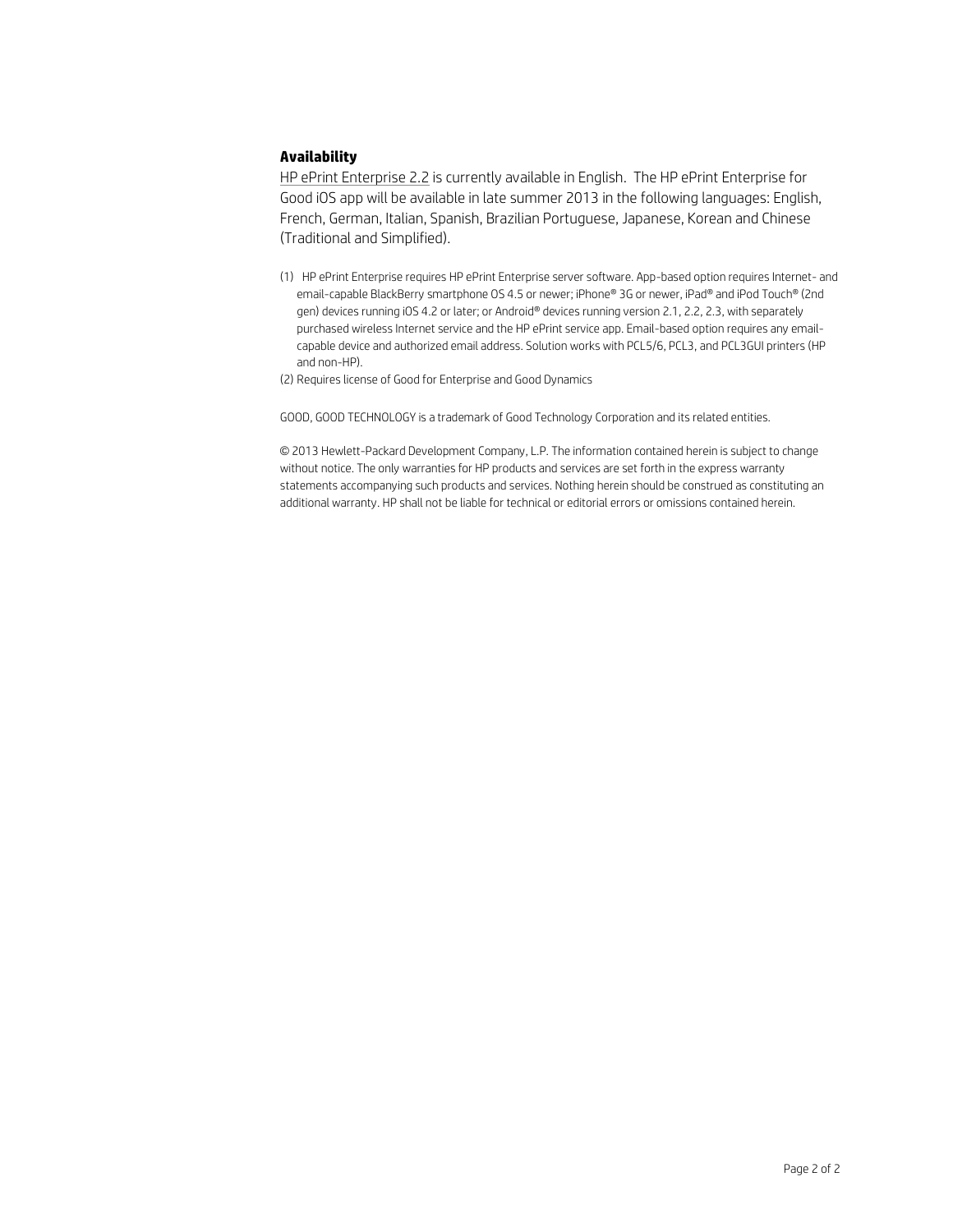### Availability

HP ePrint Enterprise 2.2 is currently available in English. The HP ePrint Enterprise for Good iOS app will be available in late summer 2013 in the following languages: English, French, German, Italian, Spanish, Brazilian Portuguese, Japanese, Korean and Chinese (Traditional and Simplified).

(1) HP ePrint Enterprise requires HP ePrint Enterprise server software. App-based option requires Internet- and email-capable BlackBerry smartphone OS 4.5 or newer; iPhone® 3G or newer, iPad® and iPod Touch® (2nd gen) devices running iOS 4.2 or later; or Android® devices running version 2.1, 2.2, 2.3, with separately purchased wireless Internet service and the HP ePrint service app. Email-based option requires any email-capable device and authorized email address. Solution works with PCL5/6, PCL3, and PCL3GUI printers (HP and non-HP).

(2) Requires license of Good for Enterprise and Good Dynamics

GOOD, GOOD TECHNOLOGY is a trademark of Good Technology Corporation and its related entities.

© 2013 Hewlett-Packard Development Company, L.P. The information contained herein is subject to change without notice. The only warranties for HP products and services are set forth in the express warranty statements accompanying such products and services. Nothing herein should be construed as constituting an additional warranty. HP shall not be liable for technical or editorial errors or omissions contained herein.